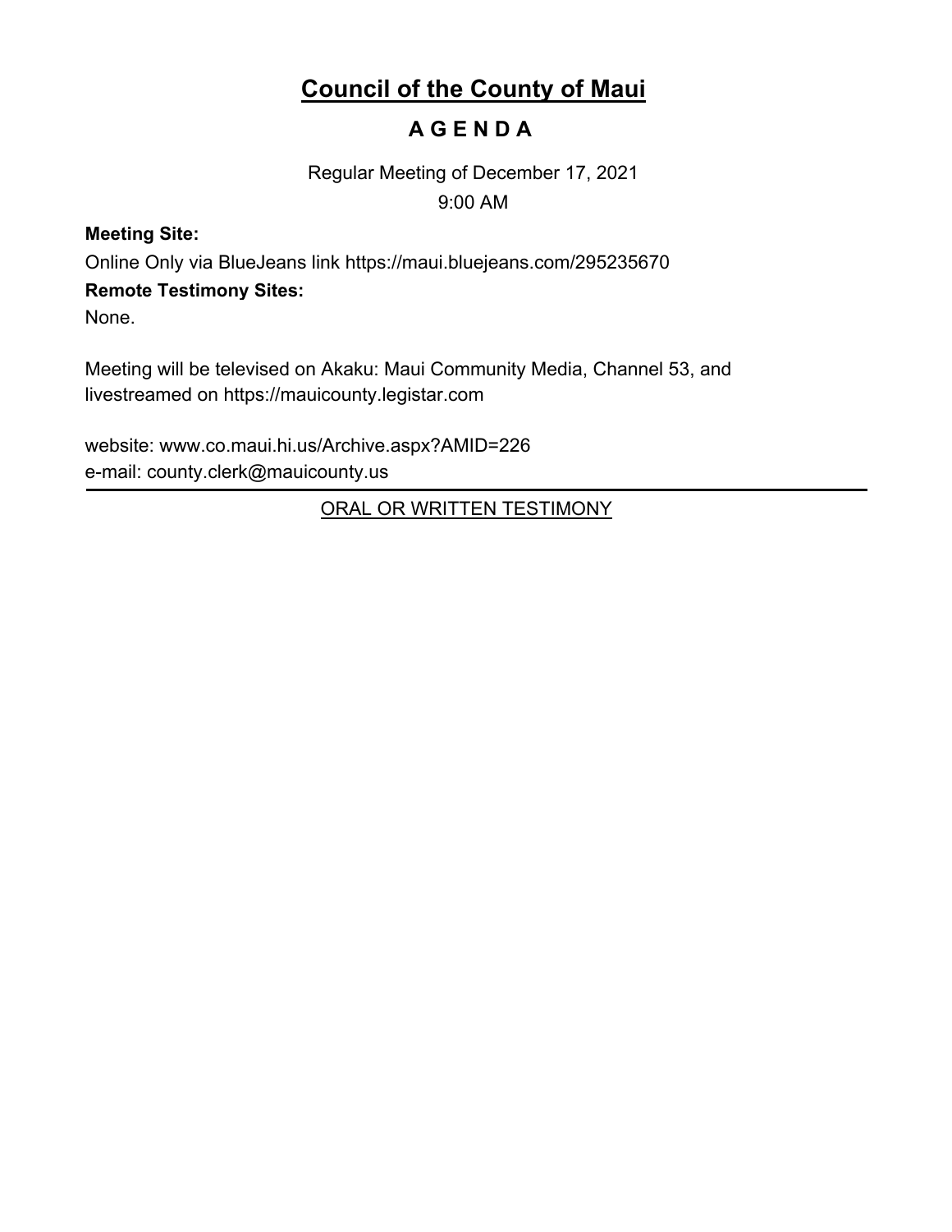# Council of the County of Maui

## A G E N D A

Regular Meeting of December 17, 2021

9:00 AM

**Meeting Site:**

Online Only via BlueJeans link https://maui.bluejeans.com/295235670

**Remote Testimony Sites:**

None.

Meeting will be televised on Akaku: Maui Community Media, Channel 53, and livestreamed on https://mauicounty.legistar.com

website: www.co.maui.hi.us/Archive.aspx?AMID=226

e-mail: county.clerk@mauicounty.us

---

ORAL OR WRITTEN TESTIMONY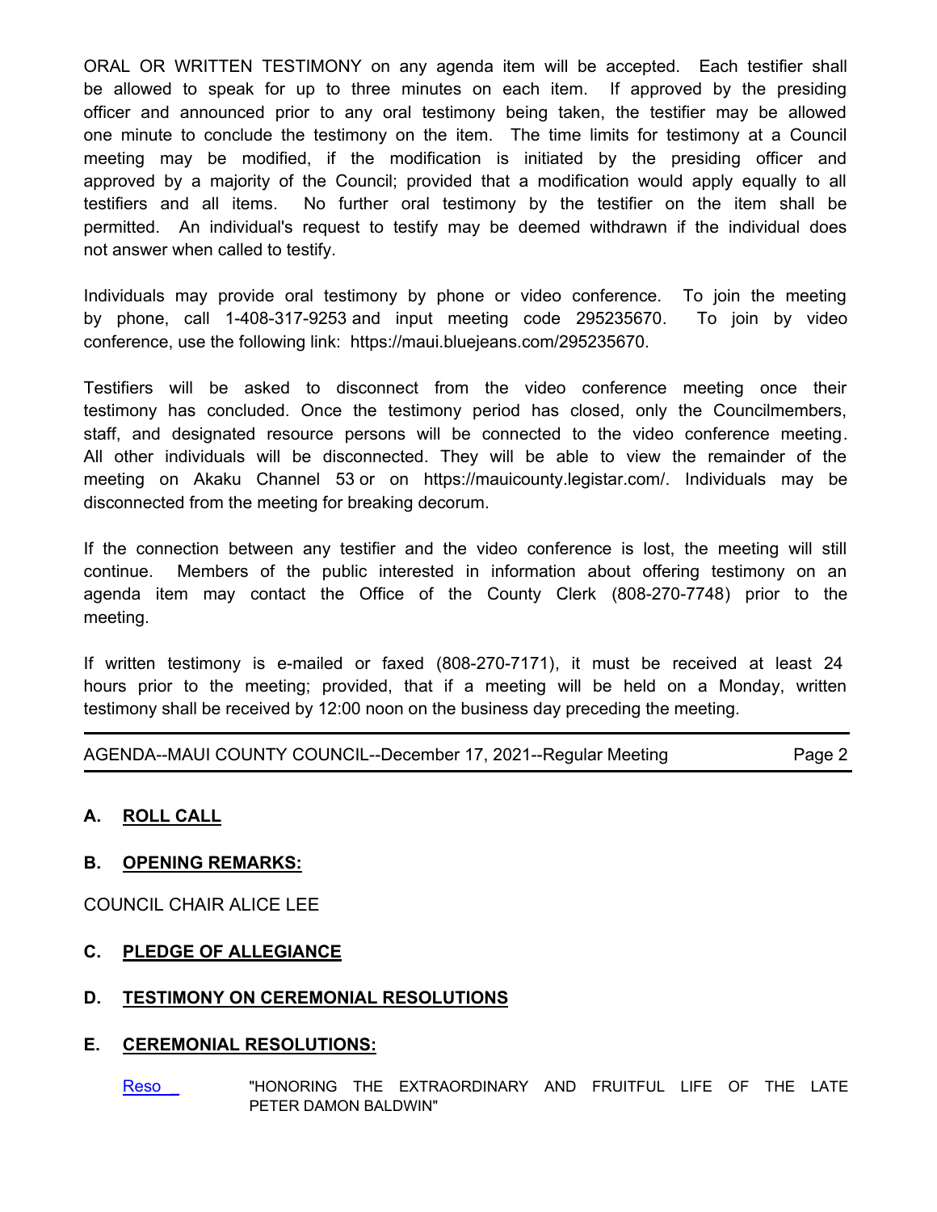ORAL OR WRITTEN TESTIMONY on any agenda item will be accepted. Each testifier shall be allowed to speak for up to three minutes on each item. If approved by the presiding officer and announced prior to any oral testimony being taken, the testifier may be allowed one minute to conclude the testimony on the item. The time limits for testimony at a Council meeting may be modified, if the modification is initiated by the presiding officer and approved by a majority of the Council; provided that a modification would apply equally to all testifiers and all items. No further oral testimony by the testifier on the item shall be permitted. An individual's request to testify may be deemed withdrawn if the individual does not answer when called to testify.

Individuals may provide oral testimony by phone or video conference. To join the meeting by phone, call 1-408-317-9253 and input meeting code 295235670. To join by video conference, use the following link: https://maui.bluejeans.com/295235670.

Testifiers will be asked to disconnect from the video conference meeting once their testimony has concluded. Once the testimony period has closed, only the Councilmembers, staff, and designated resource persons will be connected to the video conference meeting. All other individuals will be disconnected. They will be able to view the remainder of the meeting on Akaku Channel 53 or on https://mauicounty.legistar.com/. Individuals may be disconnected from the meeting for breaking decorum.

If the connection between any testifier and the video conference is lost, the meeting will still continue. Members of the public interested in information about offering testimony on an agenda item may contact the Office of the County Clerk (808-270-7748) prior to the meeting.

If written testimony is e-mailed or faxed (808-270-7171), it must be received at least 24 hours prior to the meeting; provided, that if a meeting will be held on a Monday, written testimony shall be received by 12:00 noon on the business day preceding the meeting.

## A. ROLL CALL

## B. OPENING REMARKS:

COUNCIL CHAIR ALICE LEE

## C. PLEDGE OF ALLEGIANCE

## D. TESTIMONY ON CEREMONIAL RESOLUTIONS

## E. CEREMONIAL RESOLUTIONS:

Reso "HONORING THE EXTRAORDINARY AND FRUITFUL LIFE OF THE LATE PETER DAMON BALDWIN"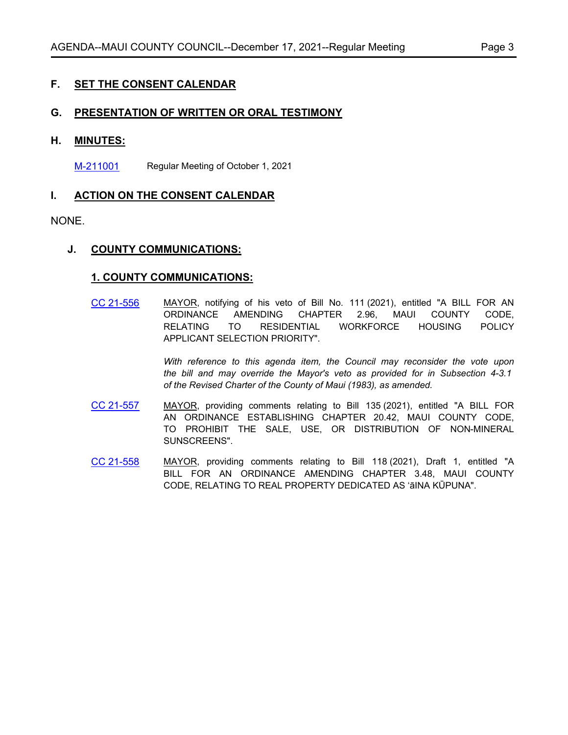## F. SET THE CONSENT CALENDAR

## G. PRESENTATION OF WRITTEN OR ORAL TESTIMONY

## H. MINUTES:

M-211001 Regular Meeting of October 1, 2021

## I. ACTION ON THE CONSENT CALENDAR

NONE.

## J. COUNTY COMMUNICATIONS:

### 1. COUNTY COMMUNICATIONS:

CC 21-556 MAYOR, notifying of his veto of Bill No. 111 (2021), entitled "A BILL FOR AN ORDINANCE AMENDING CHAPTER 2.96, MAUI COUNTY CODE, RELATING TO RESIDENTIAL WORKFORCE HOUSING POLICY APPLICANT SELECTION PRIORITY".

*With reference to this agenda item, the Council may reconsider the vote upon the bill and may override the Mayor's veto as provided for in Subsection 4-3.1 of the Revised Charter of the County of Maui (1983), as amended.*

CC 21-557 MAYOR, providing comments relating to Bill 135 (2021), entitled "A BILL FOR AN ORDINANCE ESTABLISHING CHAPTER 20.42, MAUI COUNTY CODE, TO PROHIBIT THE SALE, USE, OR DISTRIBUTION OF NON-MINERAL SUNSCREENS".

CC 21-558 MAYOR, providing comments relating to Bill 118 (2021), Draft 1, entitled "A BILL FOR AN ORDINANCE AMENDING CHAPTER 3.48, MAUI COUNTY CODE, RELATING TO REAL PROPERTY DEDICATED AS ʻāINA KŪPUNA".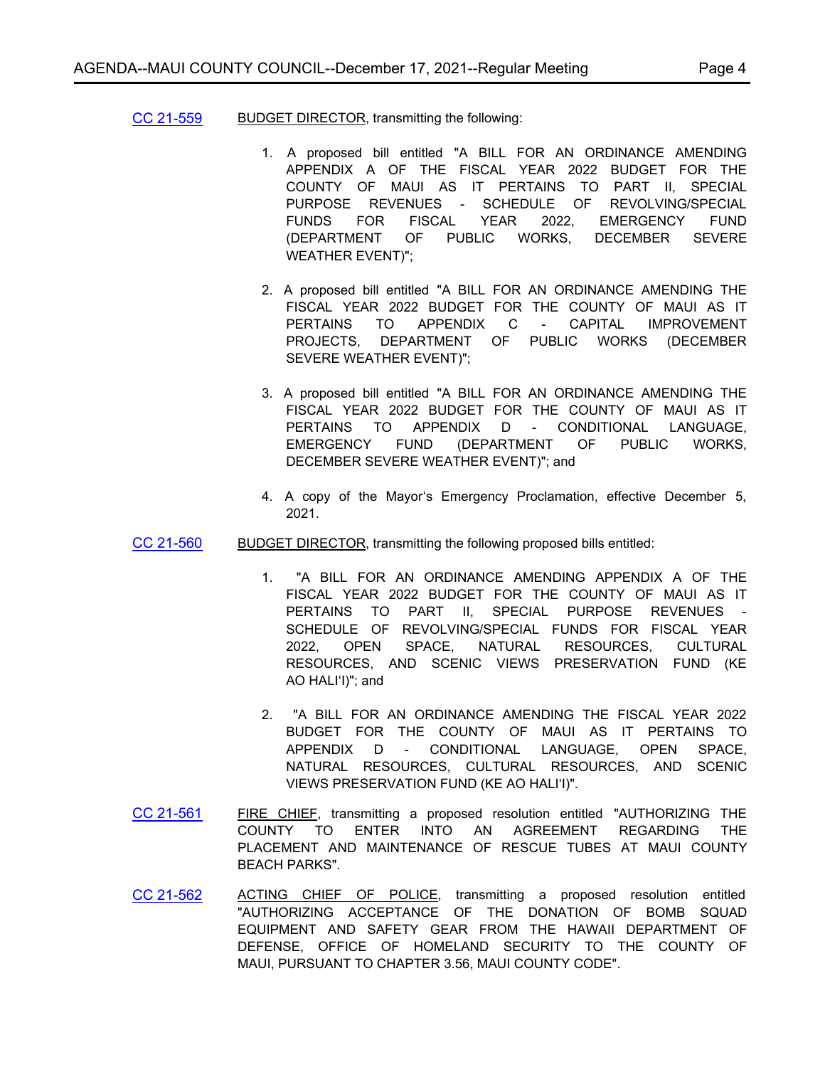CC 21-559 BUDGET DIRECTOR, transmitting the following:

1. A proposed bill entitled "A BILL FOR AN ORDINANCE AMENDING APPENDIX A OF THE FISCAL YEAR 2022 BUDGET FOR THE COUNTY OF MAUI AS IT PERTAINS TO PART II, SPECIAL PURPOSE REVENUES - SCHEDULE OF REVOLVING/SPECIAL FUNDS FOR FISCAL YEAR 2022, EMERGENCY FUND (DEPARTMENT OF PUBLIC WORKS, DECEMBER SEVERE WEATHER EVENT)";

2. A proposed bill entitled "A BILL FOR AN ORDINANCE AMENDING THE FISCAL YEAR 2022 BUDGET FOR THE COUNTY OF MAUI AS IT PERTAINS TO APPENDIX C - CAPITAL IMPROVEMENT PROJECTS, DEPARTMENT OF PUBLIC WORKS (DECEMBER SEVERE WEATHER EVENT)";

3. A proposed bill entitled "A BILL FOR AN ORDINANCE AMENDING THE FISCAL YEAR 2022 BUDGET FOR THE COUNTY OF MAUI AS IT PERTAINS TO APPENDIX D - CONDITIONAL LANGUAGE, EMERGENCY FUND (DEPARTMENT OF PUBLIC WORKS, DECEMBER SEVERE WEATHER EVENT)"; and

4. A copy of the Mayor's Emergency Proclamation, effective December 5, 2021.

CC 21-560 BUDGET DIRECTOR, transmitting the following proposed bills entitled:

1. "A BILL FOR AN ORDINANCE AMENDING APPENDIX A OF THE FISCAL YEAR 2022 BUDGET FOR THE COUNTY OF MAUI AS IT PERTAINS TO PART II, SPECIAL PURPOSE REVENUES - SCHEDULE OF REVOLVING/SPECIAL FUNDS FOR FISCAL YEAR 2022, OPEN SPACE, NATURAL RESOURCES, CULTURAL RESOURCES, AND SCENIC VIEWS PRESERVATION FUND (KE AO HALIʻI)"; and

2. "A BILL FOR AN ORDINANCE AMENDING THE FISCAL YEAR 2022 BUDGET FOR THE COUNTY OF MAUI AS IT PERTAINS TO APPENDIX D - CONDITIONAL LANGUAGE, OPEN SPACE, NATURAL RESOURCES, CULTURAL RESOURCES, AND SCENIC VIEWS PRESERVATION FUND (KE AO HALIʻI)".

CC 21-561 FIRE CHIEF, transmitting a proposed resolution entitled "AUTHORIZING THE COUNTY TO ENTER INTO AN AGREEMENT REGARDING THE PLACEMENT AND MAINTENANCE OF RESCUE TUBES AT MAUI COUNTY BEACH PARKS".

CC 21-562 ACTING CHIEF OF POLICE, transmitting a proposed resolution entitled "AUTHORIZING ACCEPTANCE OF THE DONATION OF BOMB SQUAD EQUIPMENT AND SAFETY GEAR FROM THE HAWAII DEPARTMENT OF DEFENSE, OFFICE OF HOMELAND SECURITY TO THE COUNTY OF MAUI, PURSUANT TO CHAPTER 3.56, MAUI COUNTY CODE".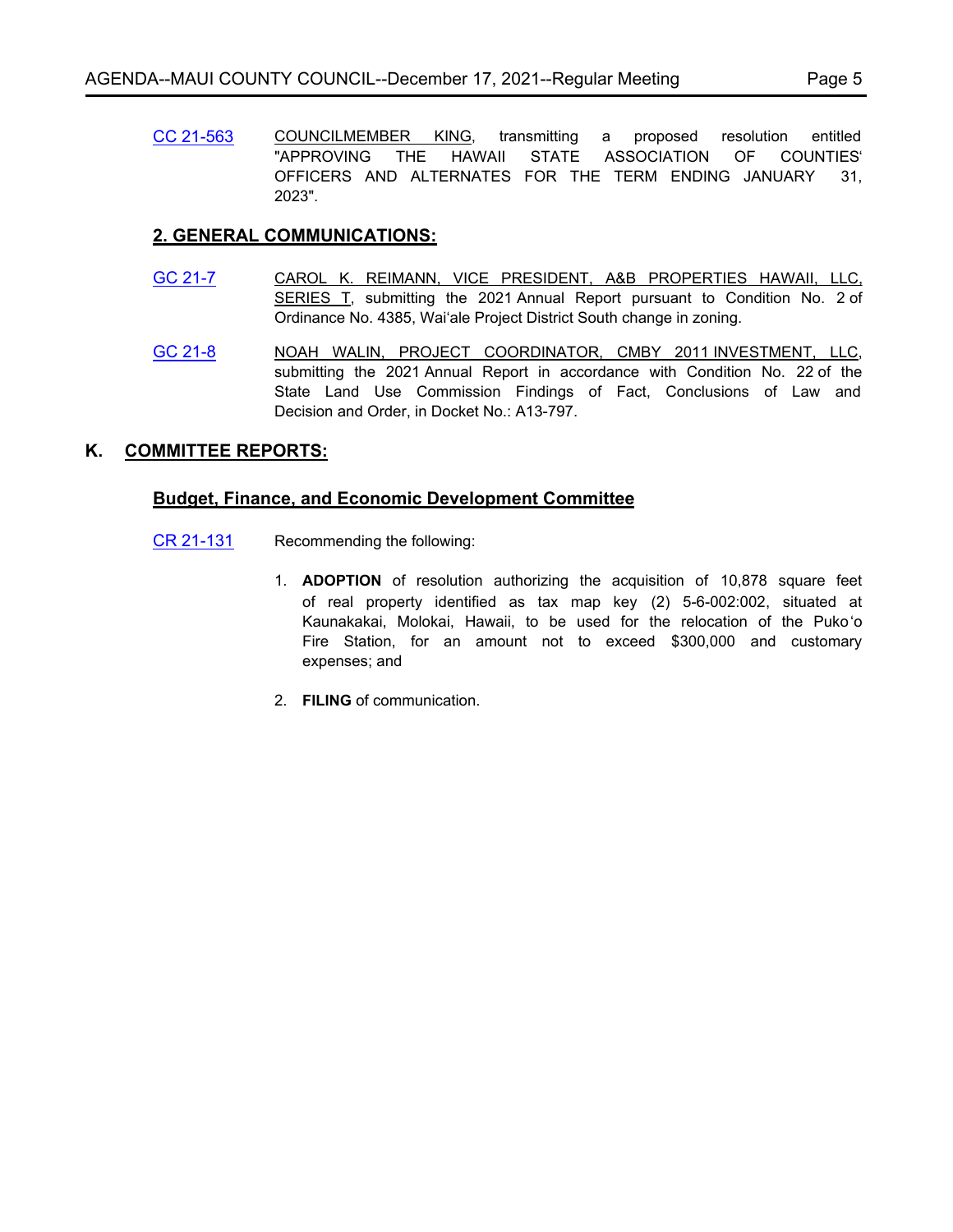CC 21-563 COUNCILMEMBER KING, transmitting a proposed resolution entitled "APPROVING THE HAWAII STATE ASSOCIATION OF COUNTIES' OFFICERS AND ALTERNATES FOR THE TERM ENDING JANUARY 31, 2023".

### 2. GENERAL COMMUNICATIONS:

GC 21-7 CAROL K. REIMANN, VICE PRESIDENT, A&B PROPERTIES HAWAII, LLC, SERIES T, submitting the 2021 Annual Report pursuant to Condition No. 2 of Ordinance No. 4385, Waiʻale Project District South change in zoning.

GC 21-8 NOAH WALIN, PROJECT COORDINATOR, CMBY 2011 INVESTMENT, LLC, submitting the 2021 Annual Report in accordance with Condition No. 22 of the State Land Use Commission Findings of Fact, Conclusions of Law and Decision and Order, in Docket No.: A13-797.

## K. COMMITTEE REPORTS:

### Budget, Finance, and Economic Development Committee

CR 21-131 Recommending the following:

1. **ADOPTION** of resolution authorizing the acquisition of 10,878 square feet of real property identified as tax map key (2) 5-6-002:002, situated at Kaunakakai, Molokai, Hawaii, to be used for the relocation of the Pukoʻo Fire Station, for an amount not to exceed $300,000 and customary expenses; and

2. **FILING** of communication.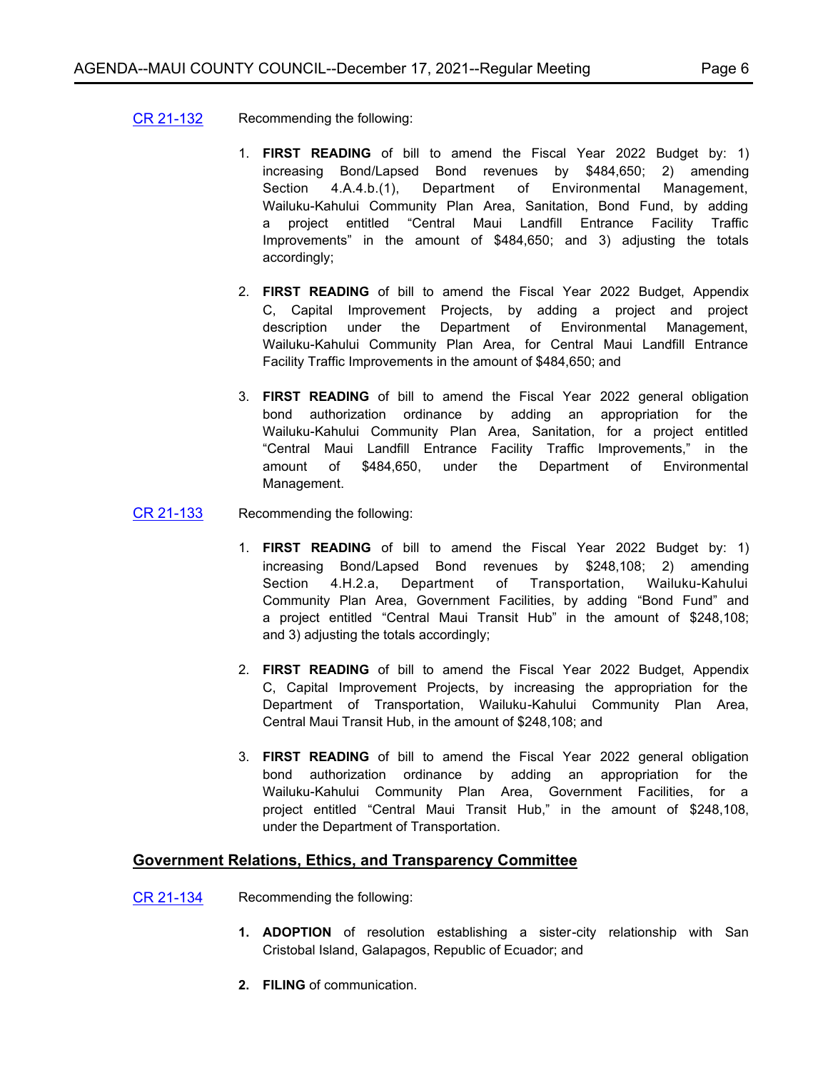[CR 21-132](#) Recommending the following:

1. **FIRST READING** of bill to amend the Fiscal Year 2022 Budget by: 1) increasing Bond/Lapsed Bond revenues by $484,650; 2) amending Section 4.A.4.b.(1), Department of Environmental Management, Wailuku-Kahului Community Plan Area, Sanitation, Bond Fund, by adding a project entitled “Central Maui Landfill Entrance Facility Traffic Improvements” in the amount of $484,650; and 3) adjusting the totals accordingly;

2. **FIRST READING** of bill to amend the Fiscal Year 2022 Budget, Appendix C, Capital Improvement Projects, by adding a project and project description under the Department of Environmental Management, Wailuku-Kahului Community Plan Area, for Central Maui Landfill Entrance Facility Traffic Improvements in the amount of $484,650; and

3. **FIRST READING** of bill to amend the Fiscal Year 2022 general obligation bond authorization ordinance by adding an appropriation for the Wailuku-Kahului Community Plan Area, Sanitation, for a project entitled “Central Maui Landfill Entrance Facility Traffic Improvements,” in the amount of $484,650, under the Department of Environmental Management.

[CR 21-133](#) Recommending the following:

1. **FIRST READING** of bill to amend the Fiscal Year 2022 Budget by: 1) increasing Bond/Lapsed Bond revenues by $248,108; 2) amending Section 4.H.2.a, Department of Transportation, Wailuku-Kahului Community Plan Area, Government Facilities, by adding “Bond Fund” and a project entitled “Central Maui Transit Hub” in the amount of $248,108; and 3) adjusting the totals accordingly;

2. **FIRST READING** of bill to amend the Fiscal Year 2022 Budget, Appendix C, Capital Improvement Projects, by increasing the appropriation for the Department of Transportation, Wailuku-Kahului Community Plan Area, Central Maui Transit Hub, in the amount of $248,108; and

3. **FIRST READING** of bill to amend the Fiscal Year 2022 general obligation bond authorization ordinance by adding an appropriation for the Wailuku-Kahului Community Plan Area, Government Facilities, for a project entitled “Central Maui Transit Hub,” in the amount of $248,108, under the Department of Transportation.

## Government Relations, Ethics, and Transparency Committee

[CR 21-134](#) Recommending the following:

1. **ADOPTION** of resolution establishing a sister-city relationship with San Cristobal Island, Galapagos, Republic of Ecuador; and

2. **FILING** of communication.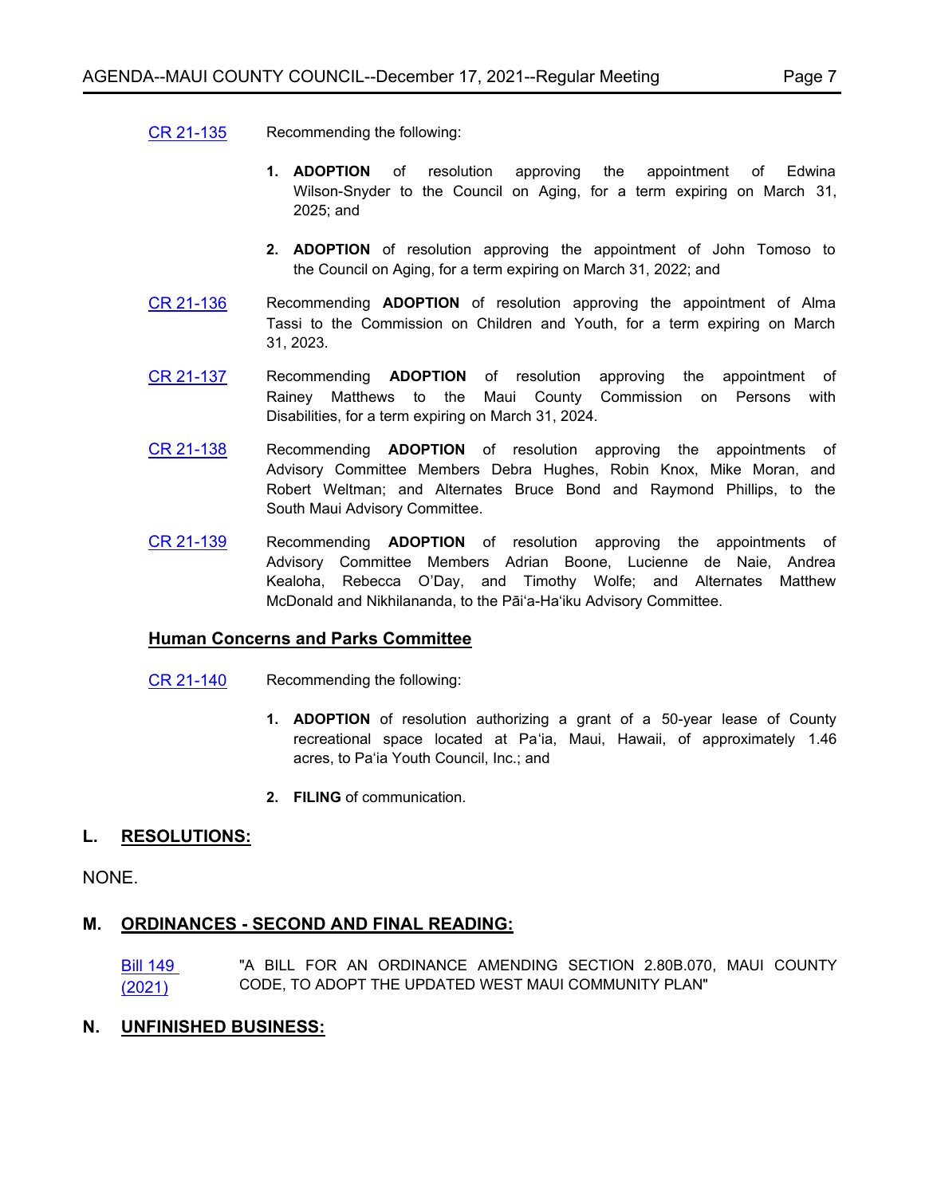CR 21-135 Recommending the following:

1. **ADOPTION** of resolution approving the appointment of Edwina Wilson-Snyder to the Council on Aging, for a term expiring on March 31, 2025; and

2. **ADOPTION** of resolution approving the appointment of John Tomoso to the Council on Aging, for a term expiring on March 31, 2022; and

CR 21-136 Recommending **ADOPTION** of resolution approving the appointment of Alma Tassi to the Commission on Children and Youth, for a term expiring on March 31, 2023.

CR 21-137 Recommending **ADOPTION** of resolution approving the appointment of Rainey Matthews to the Maui County Commission on Persons with Disabilities, for a term expiring on March 31, 2024.

CR 21-138 Recommending **ADOPTION** of resolution approving the appointments of Advisory Committee Members Debra Hughes, Robin Knox, Mike Moran, and Robert Weltman; and Alternates Bruce Bond and Raymond Phillips, to the South Maui Advisory Committee.

CR 21-139 Recommending **ADOPTION** of resolution approving the appointments of Advisory Committee Members Adrian Boone, Lucienne de Naie, Andrea Kealoha, Rebecca O'Day, and Timothy Wolfe; and Alternates Matthew McDonald and Nikhilananda, to the Pāʻi-a-Haʻiku Advisory Committee.

**Human Concerns and Parks Committee**

CR 21-140 Recommending the following:

1. **ADOPTION** of resolution authorizing a grant of a 50-year lease of County recreational space located at Paʻia, Maui, Hawaii, of approximately 1.46 acres, to Paʻia Youth Council, Inc.; and

2. **FILING** of communication.

## L. RESOLUTIONS:

NONE.

## M. ORDINANCES - SECOND AND FINAL READING:

Bill 149 (2021) "A BILL FOR AN ORDINANCE AMENDING SECTION 2.80B.070, MAUI COUNTY CODE, TO ADOPT THE UPDATED WEST MAUI COMMUNITY PLAN"

## N. UNFINISHED BUSINESS: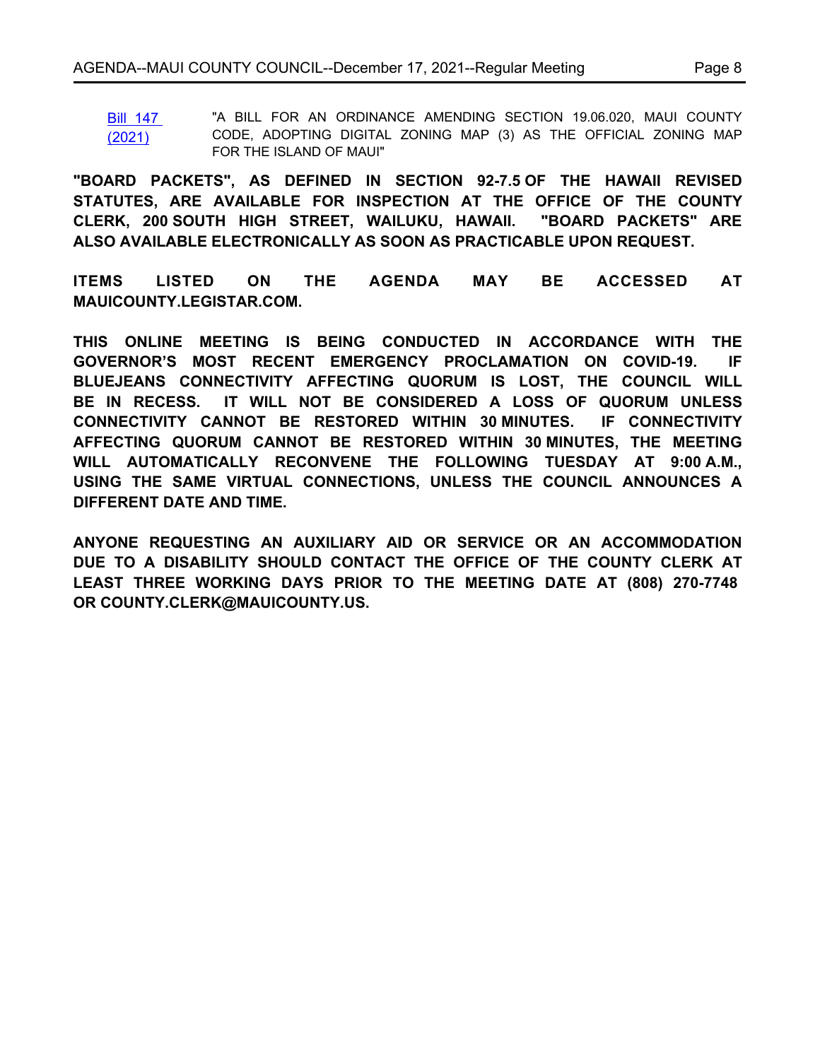| | |
|---|---|
| Bill 147 (2021) | "A BILL FOR AN ORDINANCE AMENDING SECTION 19.06.020, MAUI COUNTY CODE, ADOPTING DIGITAL ZONING MAP (3) AS THE OFFICIAL ZONING MAP FOR THE ISLAND OF MAUI" |

**"BOARD PACKETS", AS DEFINED IN SECTION 92-7.5 OF THE HAWAII REVISED STATUTES, ARE AVAILABLE FOR INSPECTION AT THE OFFICE OF THE COUNTY CLERK, 200 SOUTH HIGH STREET, WAILUKU, HAWAII. "BOARD PACKETS" ARE ALSO AVAILABLE ELECTRONICALLY AS SOON AS PRACTICABLE UPON REQUEST.**

**ITEMS LISTED ON THE AGENDA MAY BE ACCESSED AT MAUICOUNTY.LEGISTAR.COM.**

**THIS ONLINE MEETING IS BEING CONDUCTED IN ACCORDANCE WITH THE GOVERNOR'S MOST RECENT EMERGENCY PROCLAMATION ON COVID-19. IF BLUEJEANS CONNECTIVITY AFFECTING QUORUM IS LOST, THE COUNCIL WILL BE IN RECESS. IT WILL NOT BE CONSIDERED A LOSS OF QUORUM UNLESS CONNECTIVITY CANNOT BE RESTORED WITHIN 30 MINUTES. IF CONNECTIVITY AFFECTING QUORUM CANNOT BE RESTORED WITHIN 30 MINUTES, THE MEETING WILL AUTOMATICALLY RECONVENE THE FOLLOWING TUESDAY AT 9:00 A.M., USING THE SAME VIRTUAL CONNECTIONS, UNLESS THE COUNCIL ANNOUNCES A DIFFERENT DATE AND TIME.**

**ANYONE REQUESTING AN AUXILIARY AID OR SERVICE OR AN ACCOMMODATION DUE TO A DISABILITY SHOULD CONTACT THE OFFICE OF THE COUNTY CLERK AT LEAST THREE WORKING DAYS PRIOR TO THE MEETING DATE AT (808) 270-7748 OR COUNTY.CLERK@MAUICOUNTY.US.**